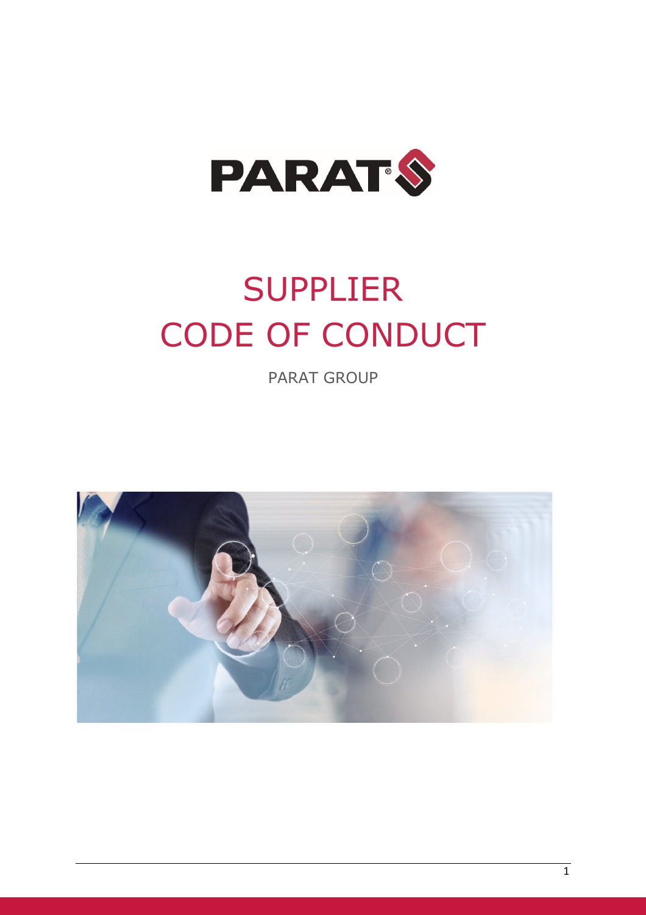PARAT

# SUPPLIER CODE OF CONDUCT

PARAT GROUP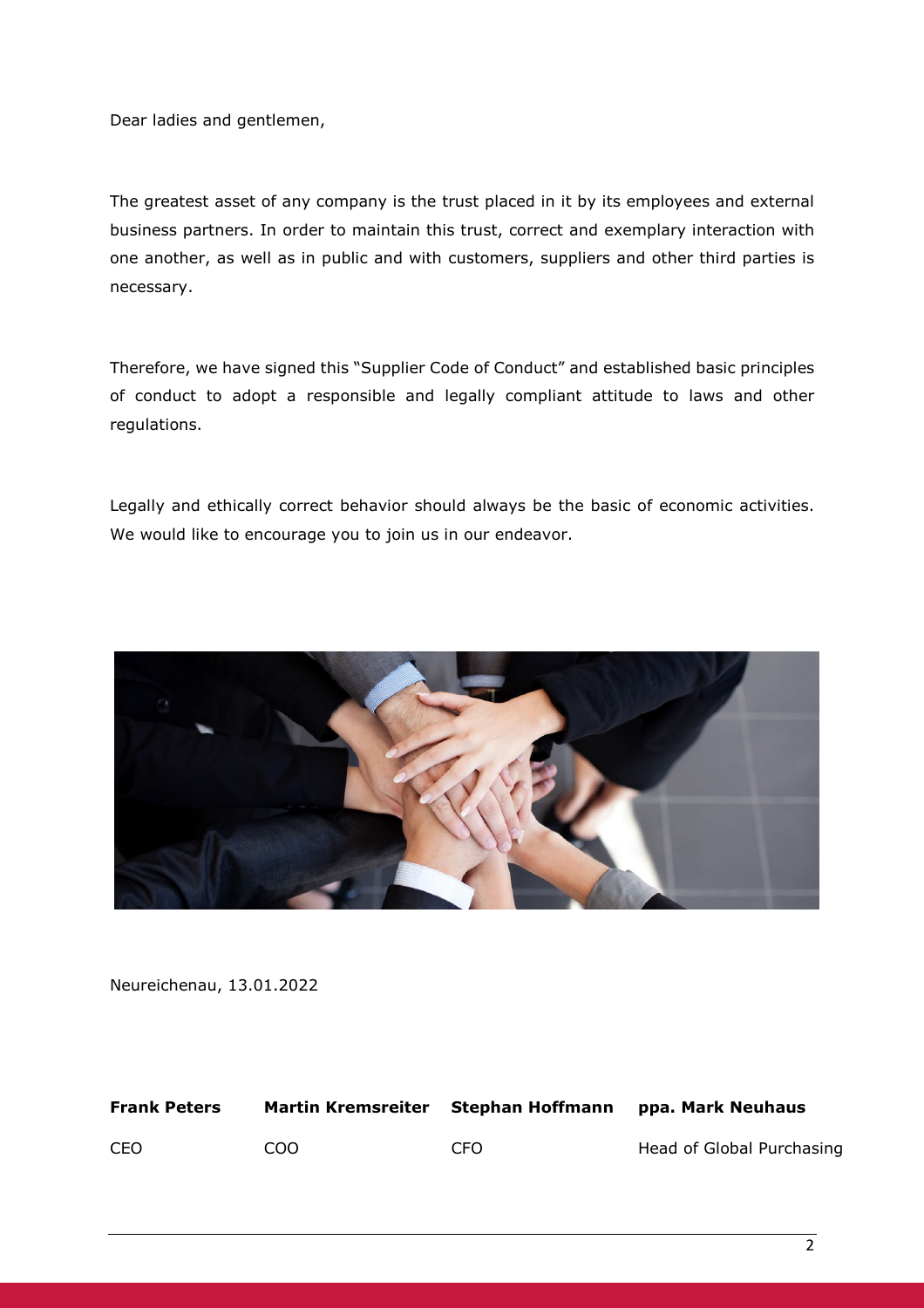Dear ladies and gentlemen,

The greatest asset of any company is the trust placed in it by its employees and external business partners. In order to maintain this trust, correct and exemplary interaction with one another, as well as in public and with customers, suppliers and other third parties is necessary.

Therefore, we have signed this "Supplier Code of Conduct" and established basic principles of conduct to adopt a responsible and legally compliant attitude to laws and other regulations.

Legally and ethically correct behavior should always be the basic of economic activities. We would like to encourage you to join us in our endeavor.

Neureichenau, 13.01.2022

| **Frank Peters** | **Martin Kremsreiter** | **Stephan Hoffmann** | **ppa. Mark Neuhaus** |
|---|---|---|---|
| CEO | COO | CFO | Head of Global Purchasing |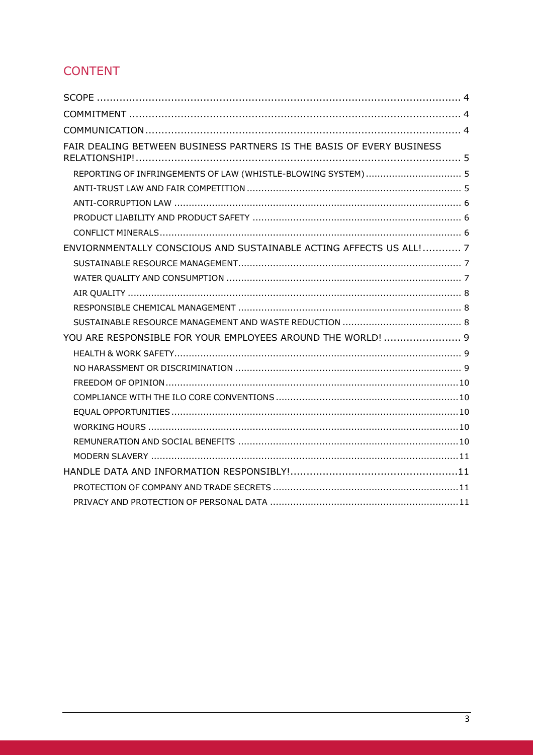## CONTENT

- SCOPE ..... 4
- COMMITMENT ..... 4
- COMMUNICATION ..... 4
- FAIR DEALING BETWEEN BUSINESS PARTNERS IS THE BASIS OF EVERY BUSINESS RELATIONSHIP! ..... 5
  - REPORTING OF INFRINGEMENTS OF LAW (WHISTLE-BLOWING SYSTEM) ..... 5
  - ANTI-TRUST LAW AND FAIR COMPETITION ..... 5
  - ANTI-CORRUPTION LAW ..... 6
  - PRODUCT LIABILITY AND PRODUCT SAFETY ..... 6
  - CONFLICT MINERALS ..... 6
- ENVIORNMENTALLY CONSCIOUS AND SUSTAINABLE ACTING AFFECTS US ALL! ..... 7
  - SUSTAINABLE RESOURCE MANAGEMENT ..... 7
  - WATER QUALITY AND CONSUMPTION ..... 7
  - AIR QUALITY ..... 8
  - RESPONSIBLE CHEMICAL MANAGEMENT ..... 8
  - SUSTAINABLE RESOURCE MANAGEMENT AND WASTE REDUCTION ..... 8
- YOU ARE RESPONSIBLE FOR YOUR EMPLOYEES AROUND THE WORLD! ..... 9
  - HEALTH & WORK SAFETY ..... 9
  - NO HARASSMENT OR DISCRIMINATION ..... 9
  - FREEDOM OF OPINION ..... 10
  - COMPLIANCE WITH THE ILO CORE CONVENTIONS ..... 10
  - EQUAL OPPORTUNITIES ..... 10
  - WORKING HOURS ..... 10
  - REMUNERATION AND SOCIAL BENEFITS ..... 10
  - MODERN SLAVERY ..... 11
- HANDLE DATA AND INFORMATION RESPONSIBLY! ..... 11
  - PROTECTION OF COMPANY AND TRADE SECRETS ..... 11
  - PRIVACY AND PROTECTION OF PERSONAL DATA ..... 11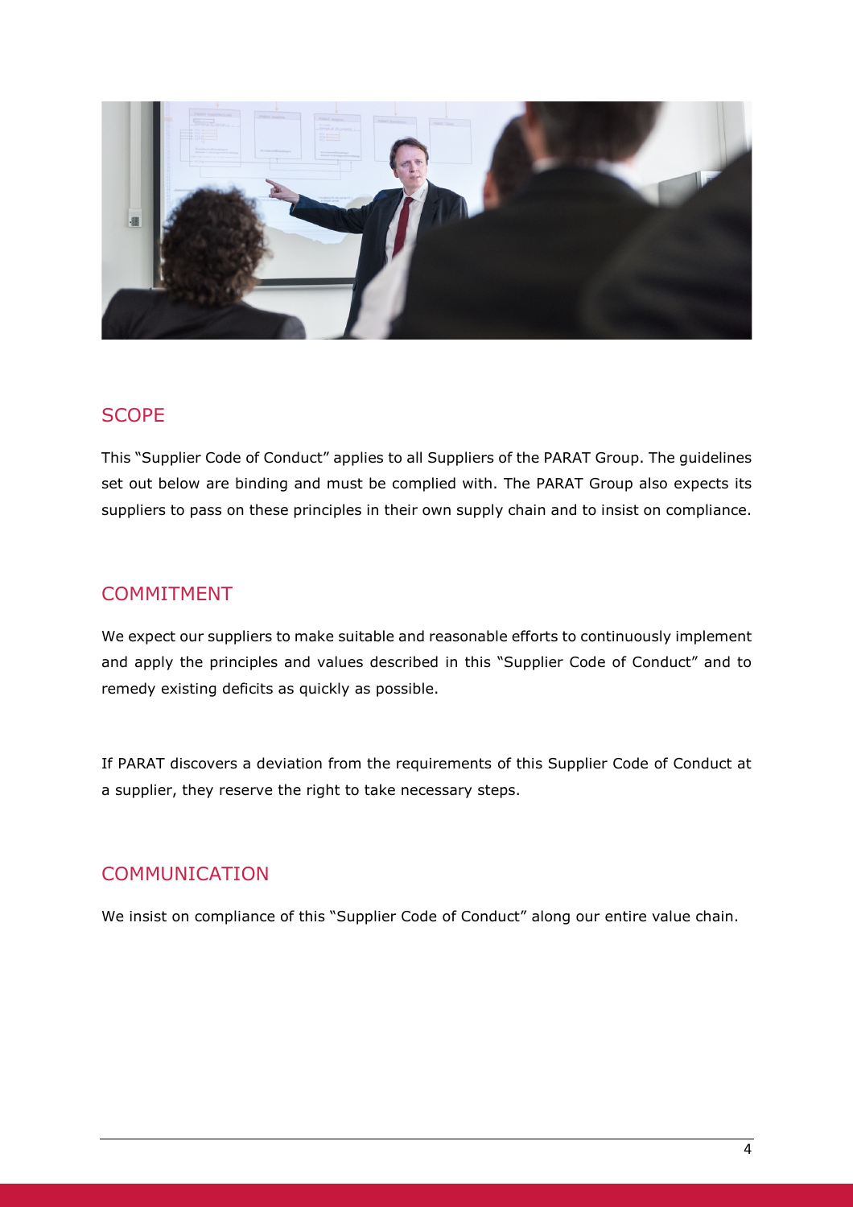## SCOPE

This "Supplier Code of Conduct" applies to all Suppliers of the PARAT Group. The guidelines set out below are binding and must be complied with. The PARAT Group also expects its suppliers to pass on these principles in their own supply chain and to insist on compliance.

## COMMITMENT

We expect our suppliers to make suitable and reasonable efforts to continuously implement and apply the principles and values described in this "Supplier Code of Conduct" and to remedy existing deficits as quickly as possible.

If PARAT discovers a deviation from the requirements of this Supplier Code of Conduct at a supplier, they reserve the right to take necessary steps.

## COMMUNICATION

We insist on compliance of this "Supplier Code of Conduct" along our entire value chain.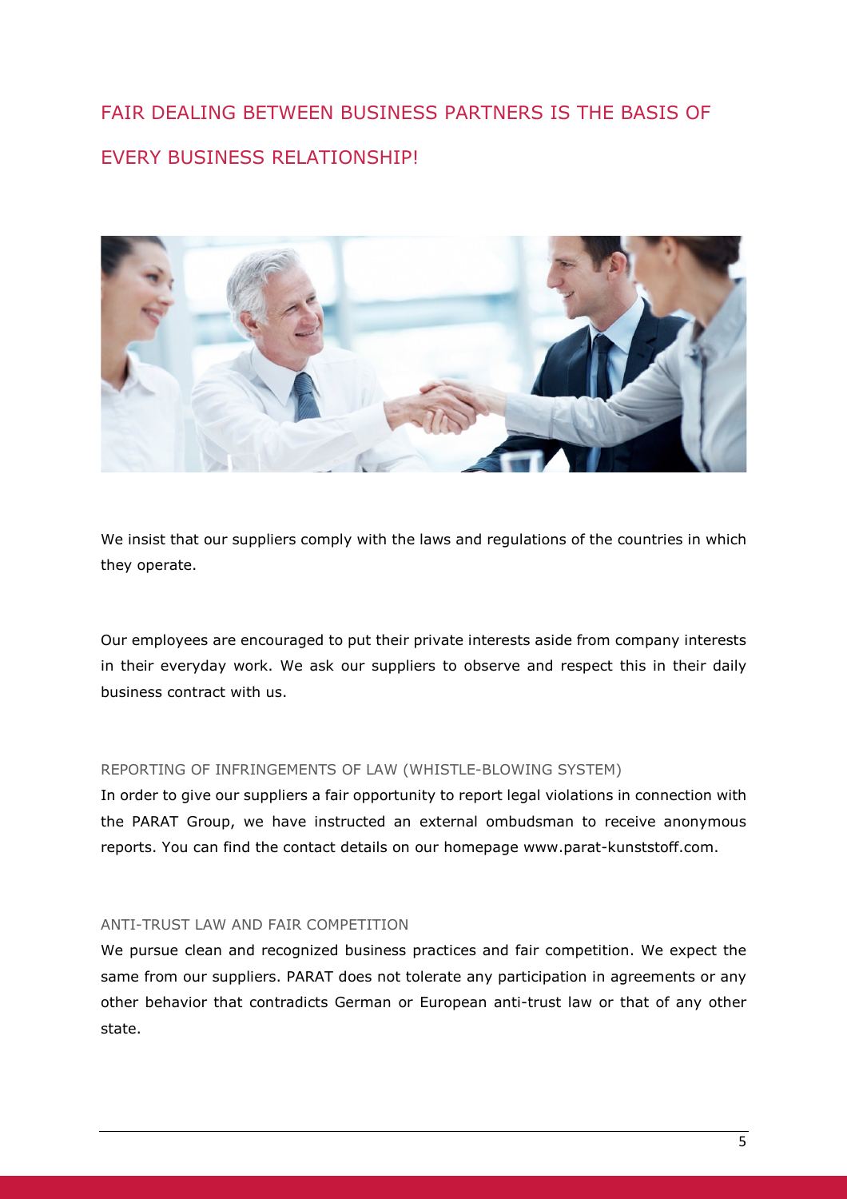## FAIR DEALING BETWEEN BUSINESS PARTNERS IS THE BASIS OF EVERY BUSINESS RELATIONSHIP!

We insist that our suppliers comply with the laws and regulations of the countries in which they operate.

Our employees are encouraged to put their private interests aside from company interests in their everyday work. We ask our suppliers to observe and respect this in their daily business contract with us.

### REPORTING OF INFRINGEMENTS OF LAW (WHISTLE-BLOWING SYSTEM)

In order to give our suppliers a fair opportunity to report legal violations in connection with the PARAT Group, we have instructed an external ombudsman to receive anonymous reports. You can find the contact details on our homepage www.parat-kunststoff.com.

### ANTI-TRUST LAW AND FAIR COMPETITION

We pursue clean and recognized business practices and fair competition. We expect the same from our suppliers. PARAT does not tolerate any participation in agreements or any other behavior that contradicts German or European anti-trust law or that of any other state.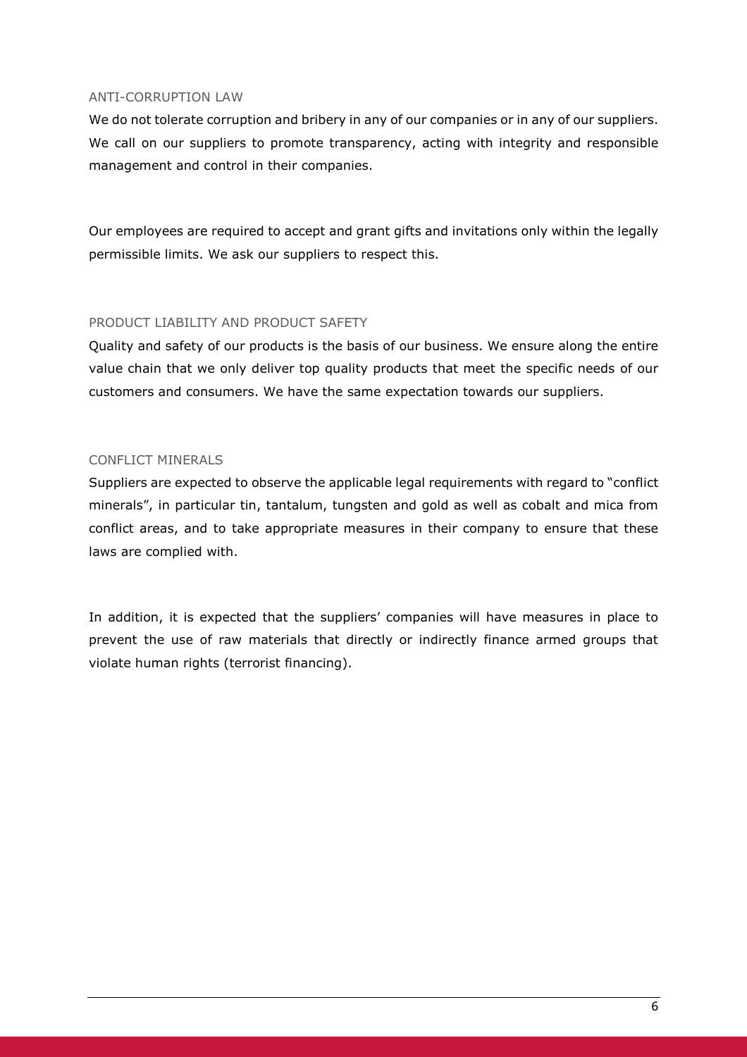## ANTI-CORRUPTION LAW

We do not tolerate corruption and bribery in any of our companies or in any of our suppliers. We call on our suppliers to promote transparency, acting with integrity and responsible management and control in their companies.

Our employees are required to accept and grant gifts and invitations only within the legally permissible limits. We ask our suppliers to respect this.

## PRODUCT LIABILITY AND PRODUCT SAFETY

Quality and safety of our products is the basis of our business. We ensure along the entire value chain that we only deliver top quality products that meet the specific needs of our customers and consumers. We have the same expectation towards our suppliers.

## CONFLICT MINERALS

Suppliers are expected to observe the applicable legal requirements with regard to "conflict minerals", in particular tin, tantalum, tungsten and gold as well as cobalt and mica from conflict areas, and to take appropriate measures in their company to ensure that these laws are complied with.

In addition, it is expected that the suppliers' companies will have measures in place to prevent the use of raw materials that directly or indirectly finance armed groups that violate human rights (terrorist financing).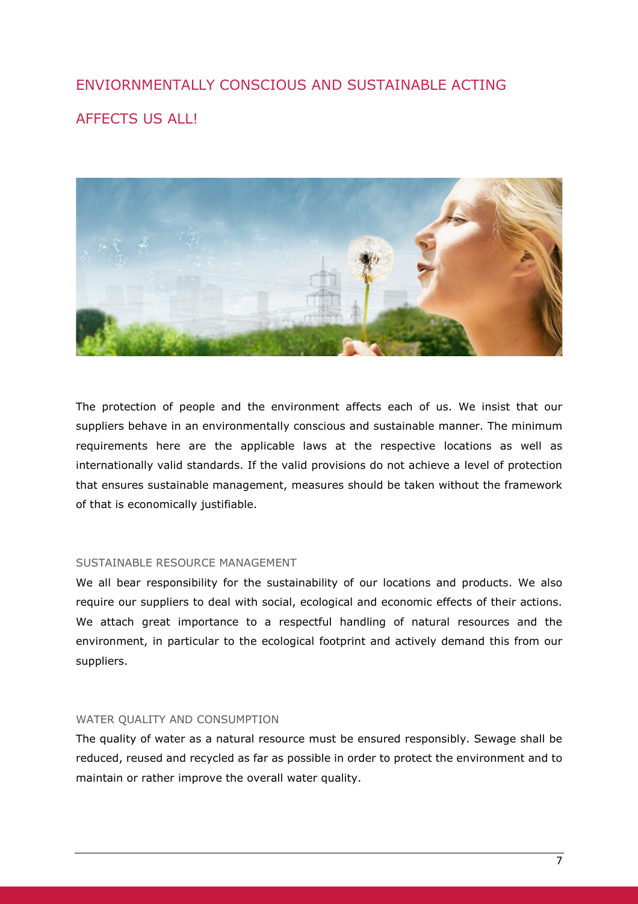# ENVIORNMENTALLY CONSCIOUS AND SUSTAINABLE ACTING AFFECTS US ALL!

The protection of people and the environment affects each of us. We insist that our suppliers behave in an environmentally conscious and sustainable manner. The minimum requirements here are the applicable laws at the respective locations as well as internationally valid standards. If the valid provisions do not achieve a level of protection that ensures sustainable management, measures should be taken without the framework of that is economically justifiable.

## SUSTAINABLE RESOURCE MANAGEMENT

We all bear responsibility for the sustainability of our locations and products. We also require our suppliers to deal with social, ecological and economic effects of their actions. We attach great importance to a respectful handling of natural resources and the environment, in particular to the ecological footprint and actively demand this from our suppliers.

## WATER QUALITY AND CONSUMPTION

The quality of water as a natural resource must be ensured responsibly. Sewage shall be reduced, reused and recycled as far as possible in order to protect the environment and to maintain or rather improve the overall water quality.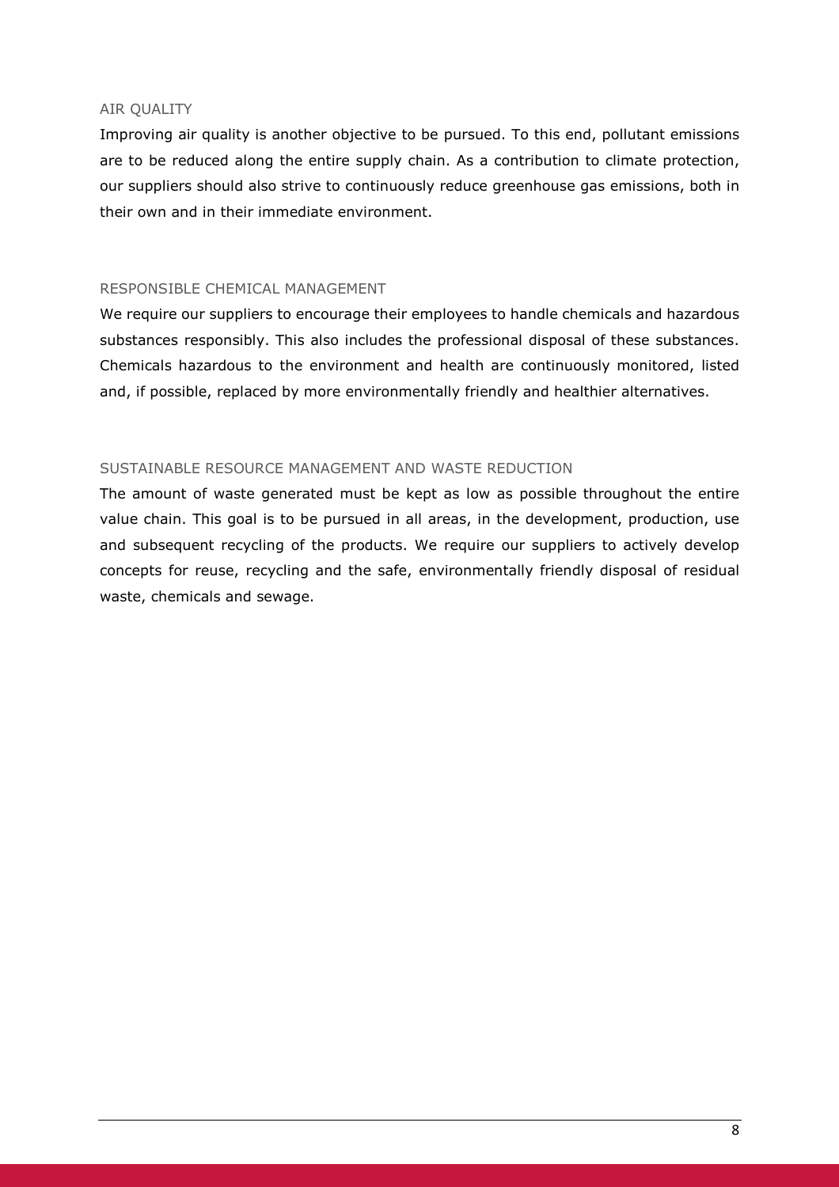### AIR QUALITY

Improving air quality is another objective to be pursued. To this end, pollutant emissions are to be reduced along the entire supply chain. As a contribution to climate protection, our suppliers should also strive to continuously reduce greenhouse gas emissions, both in their own and in their immediate environment.

### RESPONSIBLE CHEMICAL MANAGEMENT

We require our suppliers to encourage their employees to handle chemicals and hazardous substances responsibly. This also includes the professional disposal of these substances. Chemicals hazardous to the environment and health are continuously monitored, listed and, if possible, replaced by more environmentally friendly and healthier alternatives.

### SUSTAINABLE RESOURCE MANAGEMENT AND WASTE REDUCTION

The amount of waste generated must be kept as low as possible throughout the entire value chain. This goal is to be pursued in all areas, in the development, production, use and subsequent recycling of the products. We require our suppliers to actively develop concepts for reuse, recycling and the safe, environmentally friendly disposal of residual waste, chemicals and sewage.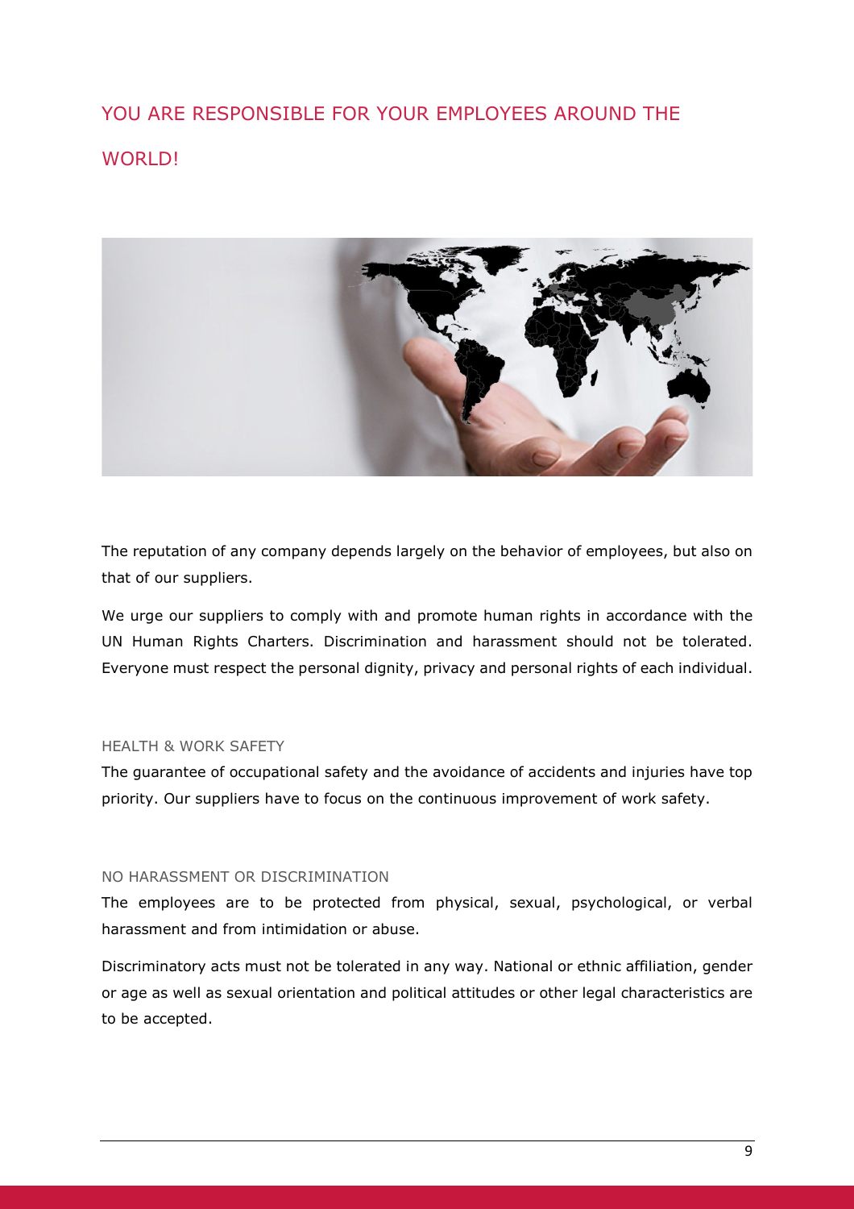## YOU ARE RESPONSIBLE FOR YOUR EMPLOYEES AROUND THE WORLD!

The reputation of any company depends largely on the behavior of employees, but also on that of our suppliers.

We urge our suppliers to comply with and promote human rights in accordance with the UN Human Rights Charters. Discrimination and harassment should not be tolerated. Everyone must respect the personal dignity, privacy and personal rights of each individual.

### HEALTH & WORK SAFETY

The guarantee of occupational safety and the avoidance of accidents and injuries have top priority. Our suppliers have to focus on the continuous improvement of work safety.

### NO HARASSMENT OR DISCRIMINATION

The employees are to be protected from physical, sexual, psychological, or verbal harassment and from intimidation or abuse.

Discriminatory acts must not be tolerated in any way. National or ethnic affiliation, gender or age as well as sexual orientation and political attitudes or other legal characteristics are to be accepted.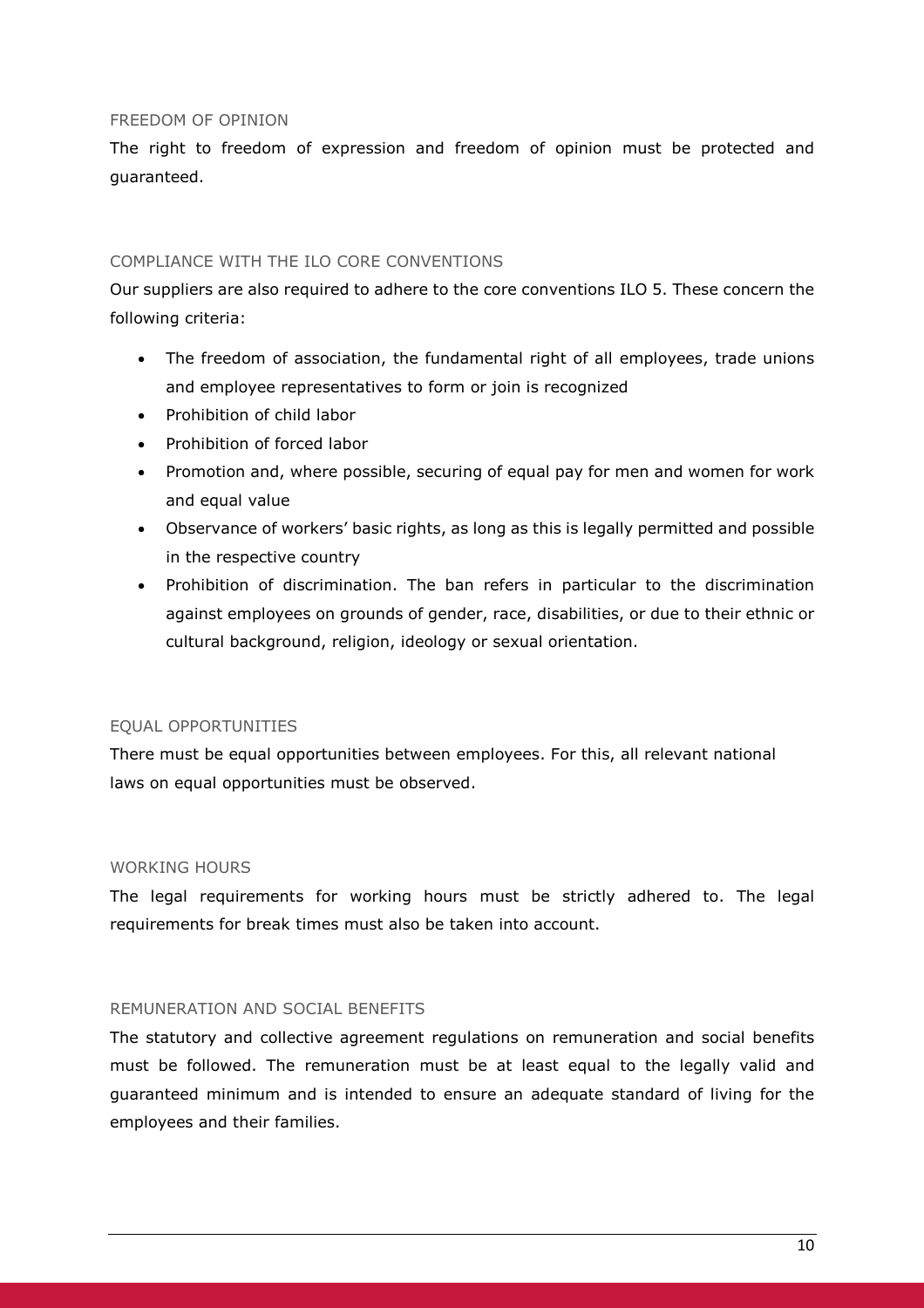### FREEDOM OF OPINION

The right to freedom of expression and freedom of opinion must be protected and guaranteed.

### COMPLIANCE WITH THE ILO CORE CONVENTIONS

Our suppliers are also required to adhere to the core conventions ILO 5. These concern the following criteria:

- The freedom of association, the fundamental right of all employees, trade unions and employee representatives to form or join is recognized
- Prohibition of child labor
- Prohibition of forced labor
- Promotion and, where possible, securing of equal pay for men and women for work and equal value
- Observance of workers' basic rights, as long as this is legally permitted and possible in the respective country
- Prohibition of discrimination. The ban refers in particular to the discrimination against employees on grounds of gender, race, disabilities, or due to their ethnic or cultural background, religion, ideology or sexual orientation.

### EQUAL OPPORTUNITIES

There must be equal opportunities between employees. For this, all relevant national laws on equal opportunities must be observed.

### WORKING HOURS

The legal requirements for working hours must be strictly adhered to. The legal requirements for break times must also be taken into account.

### REMUNERATION AND SOCIAL BENEFITS

The statutory and collective agreement regulations on remuneration and social benefits must be followed. The remuneration must be at least equal to the legally valid and guaranteed minimum and is intended to ensure an adequate standard of living for the employees and their families.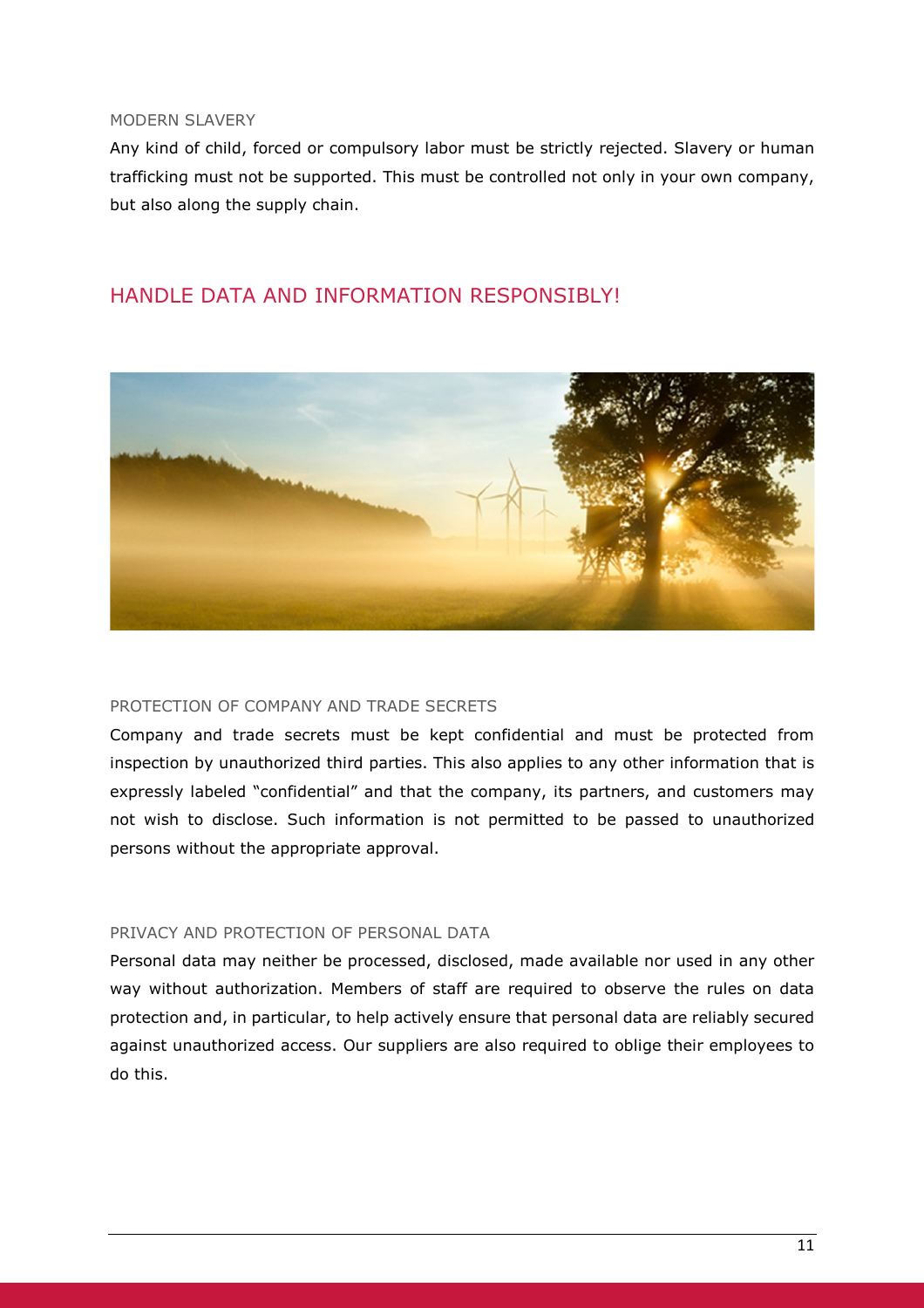### MODERN SLAVERY

Any kind of child, forced or compulsory labor must be strictly rejected. Slavery or human trafficking must not be supported. This must be controlled not only in your own company, but also along the supply chain.

## HANDLE DATA AND INFORMATION RESPONSIBLY!

### PROTECTION OF COMPANY AND TRADE SECRETS

Company and trade secrets must be kept confidential and must be protected from inspection by unauthorized third parties. This also applies to any other information that is expressly labeled "confidential" and that the company, its partners, and customers may not wish to disclose. Such information is not permitted to be passed to unauthorized persons without the appropriate approval.

### PRIVACY AND PROTECTION OF PERSONAL DATA

Personal data may neither be processed, disclosed, made available nor used in any other way without authorization. Members of staff are required to observe the rules on data protection and, in particular, to help actively ensure that personal data are reliably secured against unauthorized access. Our suppliers are also required to oblige their employees to do this.